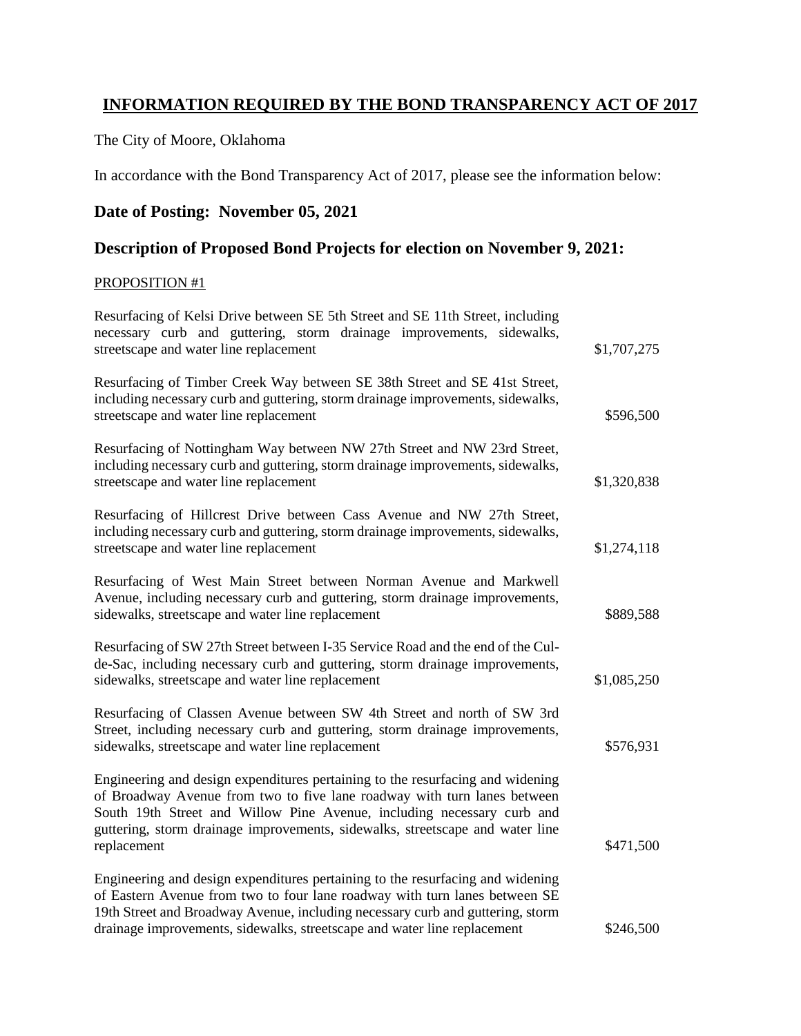## INFORMATION REQUIRED BY THE BOND TRANSPARENCY ACT OF 2017

The City of Moore, Oklahoma

In accordance with the Bond Transparency Act of 2017, please see the information below:

### Date of Posting: November 05, 2021

### Description of Proposed Bond Projects for election on November 9, 2021:

PROPOSITION #1

| | |
|---|---|
| Resurfacing of Kelsi Drive between SE 5th Street and SE 11th Street, including necessary curb and guttering, storm drainage improvements, sidewalks, streetscape and water line replacement | $1,707,275 |
| Resurfacing of Timber Creek Way between SE 38th Street and SE 41st Street, including necessary curb and guttering, storm drainage improvements, sidewalks, streetscape and water line replacement | $596,500 |
| Resurfacing of Nottingham Way between NW 27th Street and NW 23rd Street, including necessary curb and guttering, storm drainage improvements, sidewalks, streetscape and water line replacement | $1,320,838 |
| Resurfacing of Hillcrest Drive between Cass Avenue and NW 27th Street, including necessary curb and guttering, storm drainage improvements, sidewalks, streetscape and water line replacement | $1,274,118 |
| Resurfacing of West Main Street between Norman Avenue and Markwell Avenue, including necessary curb and guttering, storm drainage improvements, sidewalks, streetscape and water line replacement | $889,588 |
| Resurfacing of SW 27th Street between I-35 Service Road and the end of the Cul-de-Sac, including necessary curb and guttering, storm drainage improvements, sidewalks, streetscape and water line replacement | $1,085,250 |
| Resurfacing of Classen Avenue between SW 4th Street and north of SW 3rd Street, including necessary curb and guttering, storm drainage improvements, sidewalks, streetscape and water line replacement | $576,931 |
| Engineering and design expenditures pertaining to the resurfacing and widening of Broadway Avenue from two to five lane roadway with turn lanes between South 19th Street and Willow Pine Avenue, including necessary curb and guttering, storm drainage improvements, sidewalks, streetscape and water line replacement | $471,500 |
| Engineering and design expenditures pertaining to the resurfacing and widening of Eastern Avenue from two to four lane roadway with turn lanes between SE 19th Street and Broadway Avenue, including necessary curb and guttering, storm drainage improvements, sidewalks, streetscape and water line replacement | $246,500 |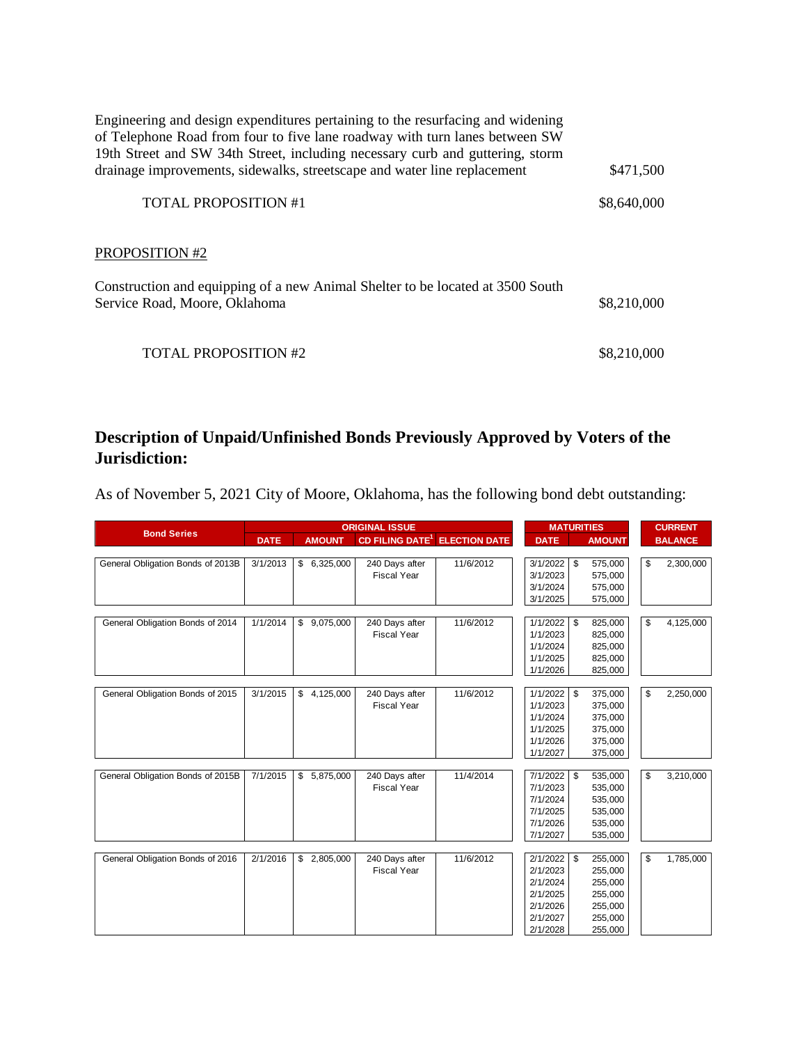Engineering and design expenditures pertaining to the resurfacing and widening of Telephone Road from four to five lane roadway with turn lanes between SW 19th Street and SW 34th Street, including necessary curb and guttering, storm drainage improvements, sidewalks, streetscape and water line replacement $471,500

TOTAL PROPOSITION #1 $8,640,000

PROPOSITION #2

Construction and equipping of a new Animal Shelter to be located at 3500 South Service Road, Moore, Oklahoma $8,210,000

TOTAL PROPOSITION #2 $8,210,000

## Description of Unpaid/Unfinished Bonds Previously Approved by Voters of the Jurisdiction:

As of November 5, 2021 City of Moore, Oklahoma, has the following bond debt outstanding:

| Bond Series | ORIGINAL ISSUE | | | | MATURITIES | | CURRENT |
|---|---|---|---|---|---|---|---|
| | DATE | AMOUNT | CD FILING DATE[1] | ELECTION DATE | DATE | AMOUNT | BALANCE |
| General Obligation Bonds of 2013B | 3/1/2013 | $ 6,325,000 | 240 Days after Fiscal Year | 11/6/2012 | 3/1/2022 | $ 575,000 | $ 2,300,000 |
| | | | | | 3/1/2023 | 575,000 | |
| | | | | | 3/1/2024 | 575,000 | |
| | | | | | 3/1/2025 | 575,000 | |
| General Obligation Bonds of 2014 | 1/1/2014 | $ 9,075,000 | 240 Days after Fiscal Year | 11/6/2012 | 1/1/2022 | $ 825,000 | $ 4,125,000 |
| | | | | | 1/1/2023 | 825,000 | |
| | | | | | 1/1/2024 | 825,000 | |
| | | | | | 1/1/2025 | 825,000 | |
| | | | | | 1/1/2026 | 825,000 | |
| General Obligation Bonds of 2015 | 3/1/2015 | $ 4,125,000 | 240 Days after Fiscal Year | 11/6/2012 | 1/1/2022 | $ 375,000 | $ 2,250,000 |
| | | | | | 1/1/2023 | 375,000 | |
| | | | | | 1/1/2024 | 375,000 | |
| | | | | | 1/1/2025 | 375,000 | |
| | | | | | 1/1/2026 | 375,000 | |
| | | | | | 1/1/2027 | 375,000 | |
| General Obligation Bonds of 2015B | 7/1/2015 | $ 5,875,000 | 240 Days after Fiscal Year | 11/4/2014 | 7/1/2022 | $ 535,000 | $ 3,210,000 |
| | | | | | 7/1/2023 | 535,000 | |
| | | | | | 7/1/2024 | 535,000 | |
| | | | | | 7/1/2025 | 535,000 | |
| | | | | | 7/1/2026 | 535,000 | |
| | | | | | 7/1/2027 | 535,000 | |
| General Obligation Bonds of 2016 | 2/1/2016 | $ 2,805,000 | 240 Days after Fiscal Year | 11/6/2012 | 2/1/2022 | $ 255,000 | $ 1,785,000 |
| | | | | | 2/1/2023 | 255,000 | |
| | | | | | 2/1/2024 | 255,000 | |
| | | | | | 2/1/2025 | 255,000 | |
| | | | | | 2/1/2026 | 255,000 | |
| | | | | | 2/1/2027 | 255,000 | |
| | | | | | 2/1/2028 | 255,000 | |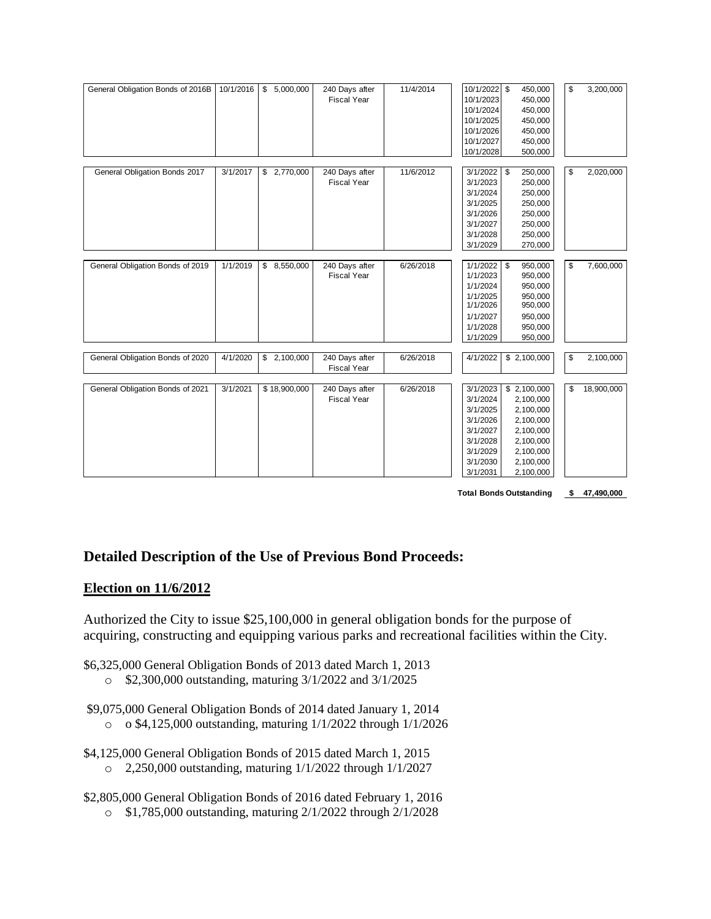| | | | | | | | |
|---|---|---|---|---|---|---|---|
| General Obligation Bonds of 2016B | 10/1/2016 | $ 5,000,000 | 240 Days after Fiscal Year | 11/4/2014 | 10/1/2022 | $ 450,000 | $ 3,200,000 |
| | | | | | 10/1/2023 | 450,000 | |
| | | | | | 10/1/2024 | 450,000 | |
| | | | | | 10/1/2025 | 450,000 | |
| | | | | | 10/1/2026 | 450,000 | |
| | | | | | 10/1/2027 | 450,000 | |
| | | | | | 10/1/2028 | 500,000 | |
| General Obligation Bonds 2017 | 3/1/2017 | $ 2,770,000 | 240 Days after Fiscal Year | 11/6/2012 | 3/1/2022 | $ 250,000 | $ 2,020,000 |
| | | | | | 3/1/2023 | 250,000 | |
| | | | | | 3/1/2024 | 250,000 | |
| | | | | | 3/1/2025 | 250,000 | |
| | | | | | 3/1/2026 | 250,000 | |
| | | | | | 3/1/2027 | 250,000 | |
| | | | | | 3/1/2028 | 250,000 | |
| | | | | | 3/1/2029 | 270,000 | |
| General Obligation Bonds of 2019 | 1/1/2019 | $ 8,550,000 | 240 Days after Fiscal Year | 6/26/2018 | 1/1/2022 | $ 950,000 | $ 7,600,000 |
| | | | | | 1/1/2023 | 950,000 | |
| | | | | | 1/1/2024 | 950,000 | |
| | | | | | 1/1/2025 | 950,000 | |
| | | | | | 1/1/2026 | 950,000 | |
| | | | | | 1/1/2027 | 950,000 | |
| | | | | | 1/1/2028 | 950,000 | |
| | | | | | 1/1/2029 | 950,000 | |
| General Obligation Bonds of 2020 | 4/1/2020 | $ 2,100,000 | 240 Days after Fiscal Year | 6/26/2018 | 4/1/2022 | $ 2,100,000 | $ 2,100,000 |
| General Obligation Bonds of 2021 | 3/1/2021 | $ 18,900,000 | 240 Days after Fiscal Year | 6/26/2018 | 3/1/2023 | $ 2,100,000 | $ 18,900,000 |
| | | | | | 3/1/2024 | 2,100,000 | |
| | | | | | 3/1/2025 | 2,100,000 | |
| | | | | | 3/1/2026 | 2,100,000 | |
| | | | | | 3/1/2027 | 2,100,000 | |
| | | | | | 3/1/2028 | 2,100,000 | |
| | | | | | 3/1/2029 | 2,100,000 | |
| | | | | | 3/1/2030 | 2,100,000 | |
| | | | | | 3/1/2031 | 2,100,000 | |
| | | | | | **Total Bonds Outstanding** | | **$ 47,490,000** |

## Detailed Description of the Use of Previous Bond Proceeds:

### Election on 11/6/2012

Authorized the City to issue $25,100,000 in general obligation bonds for the purpose of acquiring, constructing and equipping various parks and recreational facilities within the City.

$6,325,000 General Obligation Bonds of 2013 dated March 1, 2013
- $2,300,000 outstanding, maturing 3/1/2022 and 3/1/2025

$9,075,000 General Obligation Bonds of 2014 dated January 1, 2014
- o $4,125,000 outstanding, maturing 1/1/2022 through 1/1/2026

$4,125,000 General Obligation Bonds of 2015 dated March 1, 2015
- 2,250,000 outstanding, maturing 1/1/2022 through 1/1/2027

$2,805,000 General Obligation Bonds of 2016 dated February 1, 2016
- $1,785,000 outstanding, maturing 2/1/2022 through 2/1/2028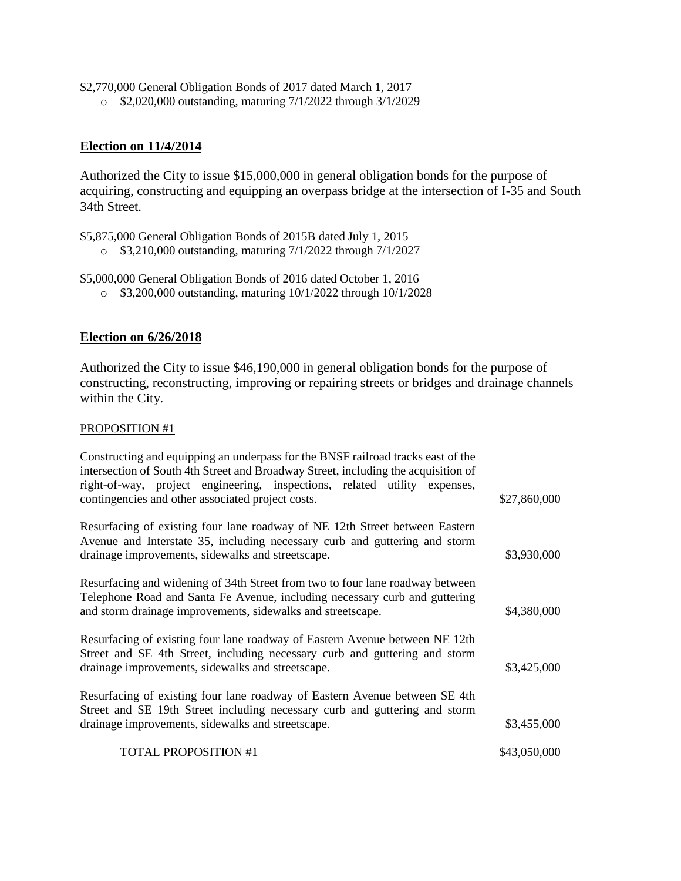$2,770,000 General Obligation Bonds of 2017 dated March 1, 2017

- $2,020,000 outstanding, maturing 7/1/2022 through 3/1/2029

**Election on 11/4/2014**

Authorized the City to issue $15,000,000 in general obligation bonds for the purpose of acquiring, constructing and equipping an overpass bridge at the intersection of I-35 and South 34th Street.

$5,875,000 General Obligation Bonds of 2015B dated July 1, 2015

- $3,210,000 outstanding, maturing 7/1/2022 through 7/1/2027

$5,000,000 General Obligation Bonds of 2016 dated October 1, 2016

- $3,200,000 outstanding, maturing 10/1/2022 through 10/1/2028

**Election on 6/26/2018**

Authorized the City to issue $46,190,000 in general obligation bonds for the purpose of constructing, reconstructing, improving or repairing streets or bridges and drainage channels within the City.

PROPOSITION #1

| | |
|---|---|
| Constructing and equipping an underpass for the BNSF railroad tracks east of the intersection of South 4th Street and Broadway Street, including the acquisition of right-of-way, project engineering, inspections, related utility expenses, contingencies and other associated project costs. | $27,860,000 |
| Resurfacing of existing four lane roadway of NE 12th Street between Eastern Avenue and Interstate 35, including necessary curb and guttering and storm drainage improvements, sidewalks and streetscape. | $3,930,000 |
| Resurfacing and widening of 34th Street from two to four lane roadway between Telephone Road and Santa Fe Avenue, including necessary curb and guttering and storm drainage improvements, sidewalks and streetscape. | $4,380,000 |
| Resurfacing of existing four lane roadway of Eastern Avenue between NE 12th Street and SE 4th Street, including necessary curb and guttering and storm drainage improvements, sidewalks and streetscape. | $3,425,000 |
| Resurfacing of existing four lane roadway of Eastern Avenue between SE 4th Street and SE 19th Street including necessary curb and guttering and storm drainage improvements, sidewalks and streetscape. | $3,455,000 |
| TOTAL PROPOSITION #1 | $43,050,000 |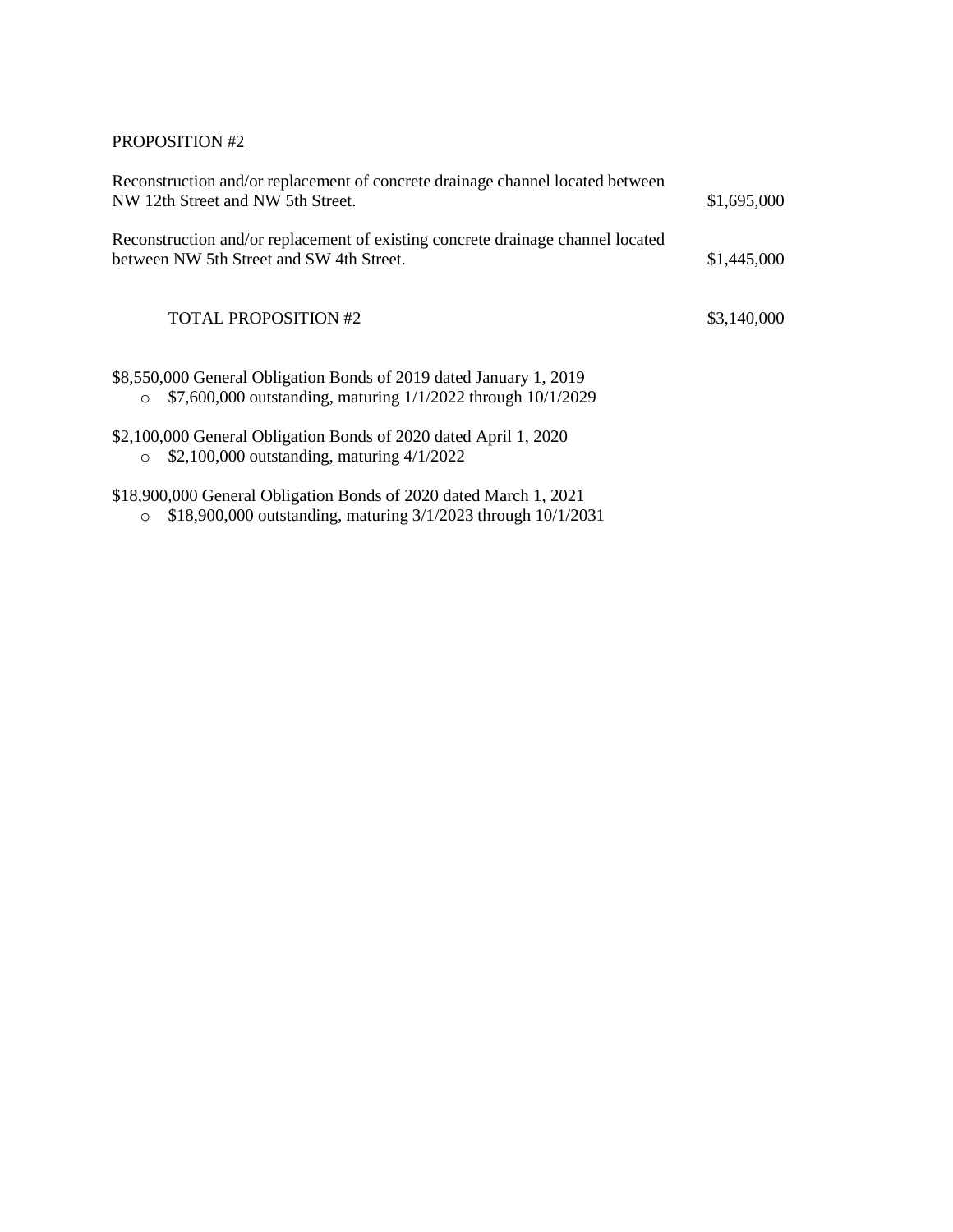PROPOSITION #2

| | |
|---|---|
| Reconstruction and/or replacement of concrete drainage channel located between NW 12th Street and NW 5th Street. | $1,695,000 |
| Reconstruction and/or replacement of existing concrete drainage channel located between NW 5th Street and SW 4th Street. | $1,445,000 |
| TOTAL PROPOSITION #2 | $3,140,000 |

$8,550,000 General Obligation Bonds of 2019 dated January 1, 2019

- $7,600,000 outstanding, maturing 1/1/2022 through 10/1/2029

$2,100,000 General Obligation Bonds of 2020 dated April 1, 2020

- $2,100,000 outstanding, maturing 4/1/2022

$18,900,000 General Obligation Bonds of 2020 dated March 1, 2021

- $18,900,000 outstanding, maturing 3/1/2023 through 10/1/2031